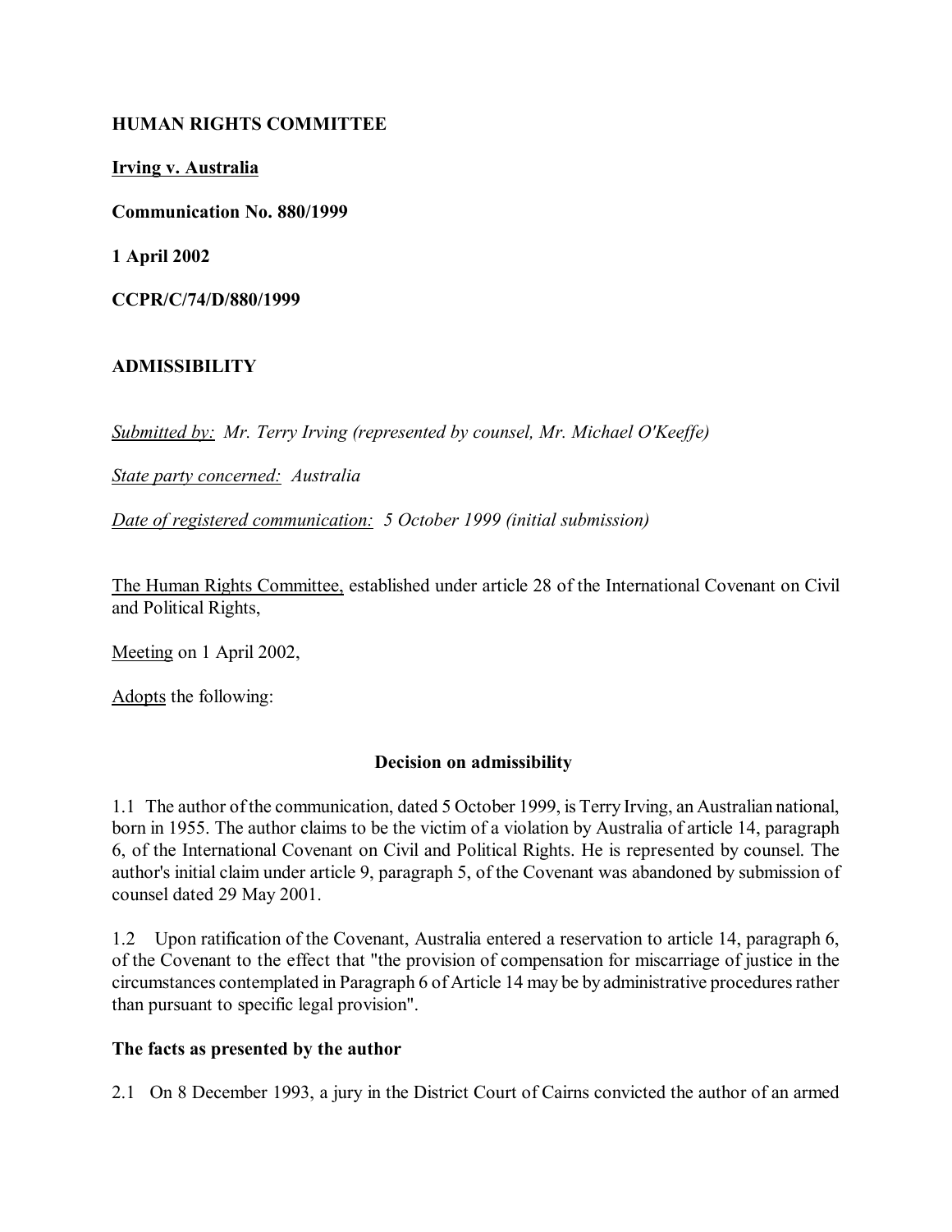**HUMAN RIGHTS COMMITTEE**

**Irving v. Australia**

**Communication No. 880/1999**

**1 April 2002**

**CCPR/C/74/D/880/1999**

**ADMISSIBILITY**

*Submitted by: Mr. Terry Irving (represented by counsel, Mr. Michael O'Keeffe)*

*State party concerned: Australia*

*Date of registered communication: 5 October 1999 (initial submission)*

The Human Rights Committee, established under article 28 of the International Covenant on Civil and Political Rights,

Meeting on 1 April 2002,

Adopts the following:

**Decision on admissibility**

1.1 The author of the communication, dated 5 October 1999, is Terry Irving, an Australian national, born in 1955. The author claims to be the victim of a violation by Australia of article 14, paragraph 6, of the International Covenant on Civil and Political Rights. He is represented by counsel. The author's initial claim under article 9, paragraph 5, of the Covenant was abandoned by submission of counsel dated 29 May 2001.

1.2 Upon ratification of the Covenant, Australia entered a reservation to article 14, paragraph 6, of the Covenant to the effect that "the provision of compensation for miscarriage of justice in the circumstances contemplated in Paragraph 6 of Article 14 may be by administrative procedures rather than pursuant to specific legal provision".

**The facts as presented by the author**

2.1 On 8 December 1993, a jury in the District Court of Cairns convicted the author of an armed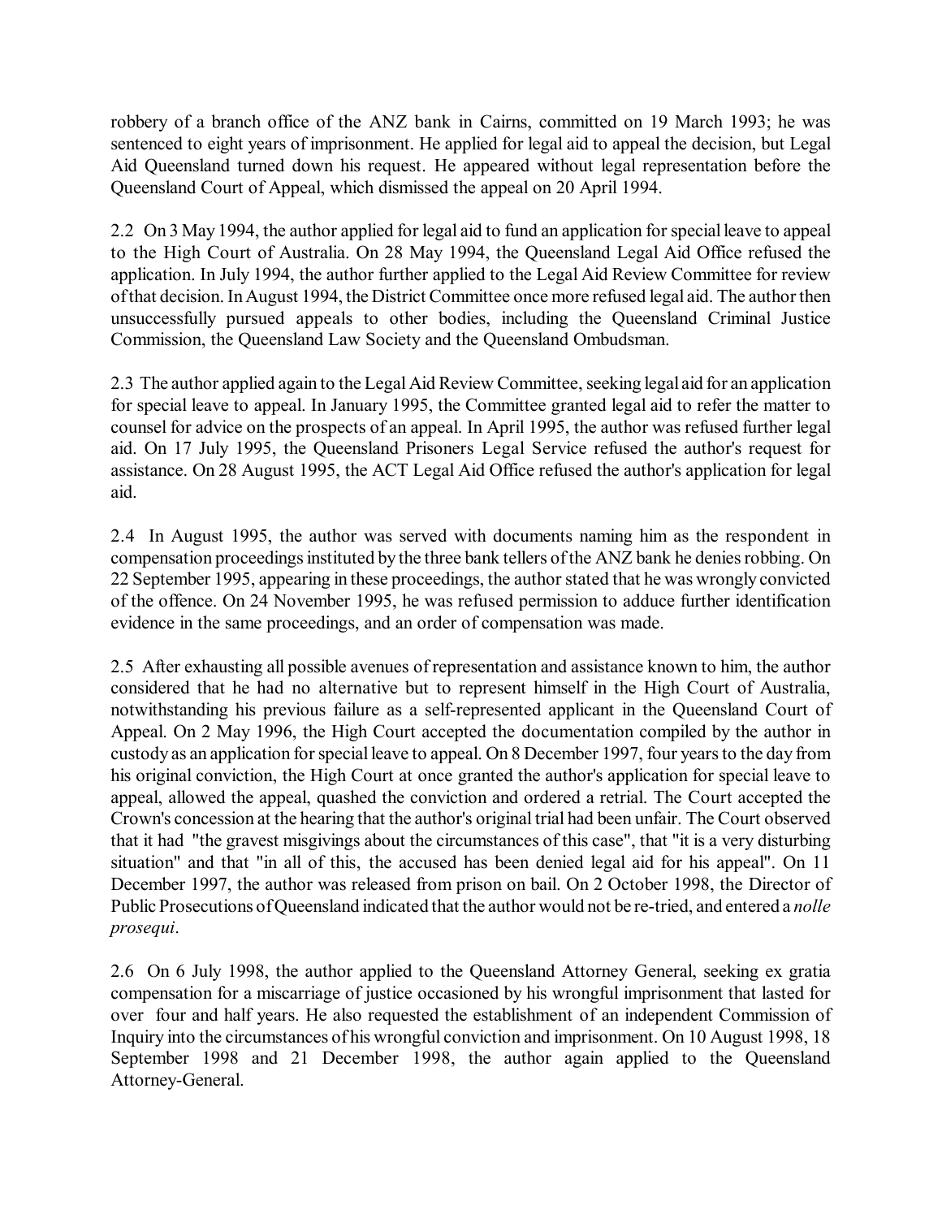robbery of a branch office of the ANZ bank in Cairns, committed on 19 March 1993; he was sentenced to eight years of imprisonment. He applied for legal aid to appeal the decision, but Legal Aid Queensland turned down his request. He appeared without legal representation before the Queensland Court of Appeal, which dismissed the appeal on 20 April 1994.

2.2 On 3 May 1994, the author applied for legal aid to fund an application for special leave to appeal to the High Court of Australia. On 28 May 1994, the Queensland Legal Aid Office refused the application. In July 1994, the author further applied to the Legal Aid Review Committee for review of that decision. In August 1994, the District Committee once more refused legal aid. The author then unsuccessfully pursued appeals to other bodies, including the Queensland Criminal Justice Commission, the Queensland Law Society and the Queensland Ombudsman.

2.3 The author applied again to the Legal Aid Review Committee, seeking legal aid for an application for special leave to appeal. In January 1995, the Committee granted legal aid to refer the matter to counsel for advice on the prospects of an appeal. In April 1995, the author was refused further legal aid. On 17 July 1995, the Queensland Prisoners Legal Service refused the author's request for assistance. On 28 August 1995, the ACT Legal Aid Office refused the author's application for legal aid.

2.4 In August 1995, the author was served with documents naming him as the respondent in compensation proceedings instituted by the three bank tellers of the ANZ bank he denies robbing. On 22 September 1995, appearing in these proceedings, the author stated that he was wrongly convicted of the offence. On 24 November 1995, he was refused permission to adduce further identification evidence in the same proceedings, and an order of compensation was made.

2.5 After exhausting all possible avenues of representation and assistance known to him, the author considered that he had no alternative but to represent himself in the High Court of Australia, notwithstanding his previous failure as a self-represented applicant in the Queensland Court of Appeal. On 2 May 1996, the High Court accepted the documentation compiled by the author in custody as an application for special leave to appeal. On 8 December 1997, four years to the day from his original conviction, the High Court at once granted the author's application for special leave to appeal, allowed the appeal, quashed the conviction and ordered a retrial. The Court accepted the Crown's concession at the hearing that the author's original trial had been unfair. The Court observed that it had "the gravest misgivings about the circumstances of this case", that "it is a very disturbing situation" and that "in all of this, the accused has been denied legal aid for his appeal". On 11 December 1997, the author was released from prison on bail. On 2 October 1998, the Director of Public Prosecutions of Queensland indicated that the author would not be re-tried, and entered a *nolle prosequi*.

2.6 On 6 July 1998, the author applied to the Queensland Attorney General, seeking ex gratia compensation for a miscarriage of justice occasioned by his wrongful imprisonment that lasted for over four and half years. He also requested the establishment of an independent Commission of Inquiry into the circumstances of his wrongful conviction and imprisonment. On 10 August 1998, 18 September 1998 and 21 December 1998, the author again applied to the Queensland Attorney-General.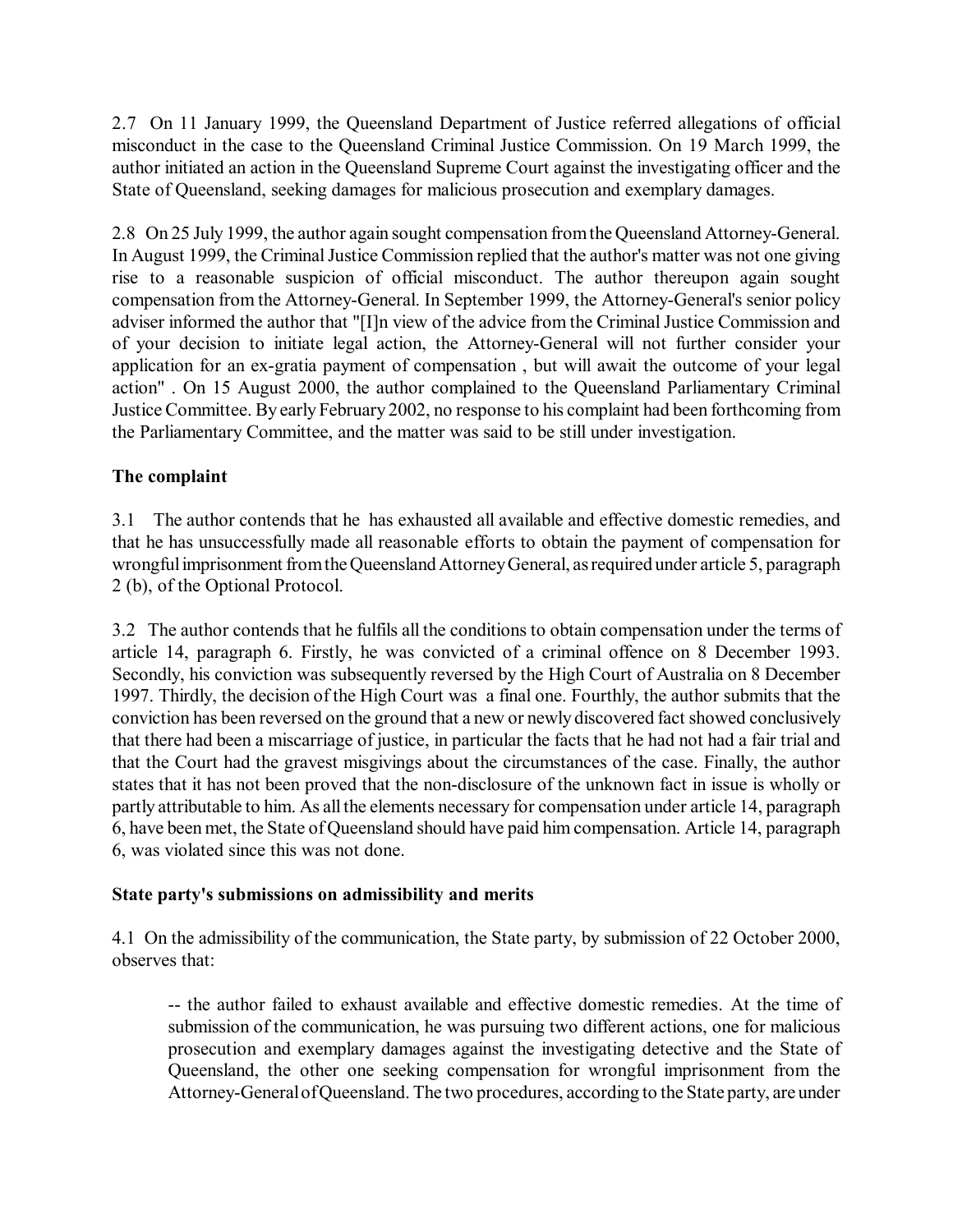2.7 On 11 January 1999, the Queensland Department of Justice referred allegations of official misconduct in the case to the Queensland Criminal Justice Commission. On 19 March 1999, the author initiated an action in the Queensland Supreme Court against the investigating officer and the State of Queensland, seeking damages for malicious prosecution and exemplary damages.

2.8 On 25 July 1999, the author again sought compensation from the Queensland Attorney-General. In August 1999, the Criminal Justice Commission replied that the author's matter was not one giving rise to a reasonable suspicion of official misconduct. The author thereupon again sought compensation from the Attorney-General. In September 1999, the Attorney-General's senior policy adviser informed the author that "[I]n view of the advice from the Criminal Justice Commission and of your decision to initiate legal action, the Attorney-General will not further consider your application for an ex-gratia payment of compensation , but will await the outcome of your legal action" . On 15 August 2000, the author complained to the Queensland Parliamentary Criminal Justice Committee. By early February 2002, no response to his complaint had been forthcoming from the Parliamentary Committee, and the matter was said to be still under investigation.

### The complaint

3.1 The author contends that he has exhausted all available and effective domestic remedies, and that he has unsuccessfully made all reasonable efforts to obtain the payment of compensation for wrongful imprisonment from the Queensland Attorney General, as required under article 5, paragraph 2 (b), of the Optional Protocol.

3.2 The author contends that he fulfils all the conditions to obtain compensation under the terms of article 14, paragraph 6. Firstly, he was convicted of a criminal offence on 8 December 1993. Secondly, his conviction was subsequently reversed by the High Court of Australia on 8 December 1997. Thirdly, the decision of the High Court was a final one. Fourthly, the author submits that the conviction has been reversed on the ground that a new or newly discovered fact showed conclusively that there had been a miscarriage of justice, in particular the facts that he had not had a fair trial and that the Court had the gravest misgivings about the circumstances of the case. Finally, the author states that it has not been proved that the non-disclosure of the unknown fact in issue is wholly or partly attributable to him. As all the elements necessary for compensation under article 14, paragraph 6, have been met, the State of Queensland should have paid him compensation. Article 14, paragraph 6, was violated since this was not done.

### State party's submissions on admissibility and merits

4.1 On the admissibility of the communication, the State party, by submission of 22 October 2000, observes that:

> -- the author failed to exhaust available and effective domestic remedies. At the time of submission of the communication, he was pursuing two different actions, one for malicious prosecution and exemplary damages against the investigating detective and the State of Queensland, the other one seeking compensation for wrongful imprisonment from the Attorney-General of Queensland. The two procedures, according to the State party, are under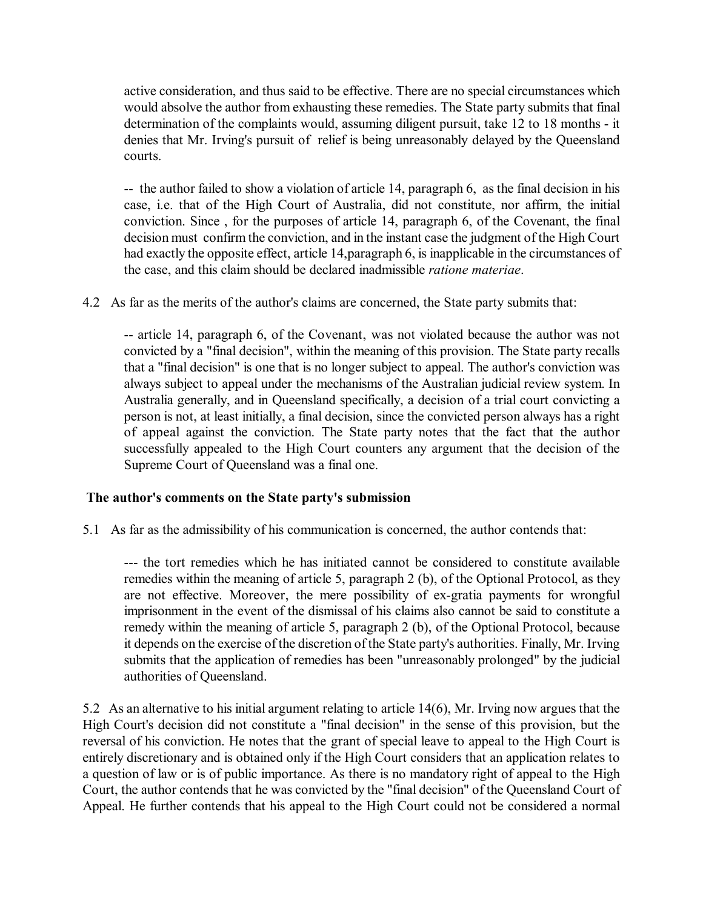active consideration, and thus said to be effective. There are no special circumstances which would absolve the author from exhausting these remedies. The State party submits that final determination of the complaints would, assuming diligent pursuit, take 12 to 18 months - it denies that Mr. Irving's pursuit of relief is being unreasonably delayed by the Queensland courts.

-- the author failed to show a violation of article 14, paragraph 6, as the final decision in his case, i.e. that of the High Court of Australia, did not constitute, nor affirm, the initial conviction. Since , for the purposes of article 14, paragraph 6, of the Covenant, the final decision must confirm the conviction, and in the instant case the judgment of the High Court had exactly the opposite effect, article 14,paragraph 6, is inapplicable in the circumstances of the case, and this claim should be declared inadmissible *ratione materiae*.

4.2 As far as the merits of the author's claims are concerned, the State party submits that:

-- article 14, paragraph 6, of the Covenant, was not violated because the author was not convicted by a "final decision", within the meaning of this provision. The State party recalls that a "final decision" is one that is no longer subject to appeal. The author's conviction was always subject to appeal under the mechanisms of the Australian judicial review system. In Australia generally, and in Queensland specifically, a decision of a trial court convicting a person is not, at least initially, a final decision, since the convicted person always has a right of appeal against the conviction. The State party notes that the fact that the author successfully appealed to the High Court counters any argument that the decision of the Supreme Court of Queensland was a final one.

**The author's comments on the State party's submission**

5.1 As far as the admissibility of his communication is concerned, the author contends that:

--- the tort remedies which he has initiated cannot be considered to constitute available remedies within the meaning of article 5, paragraph 2 (b), of the Optional Protocol, as they are not effective. Moreover, the mere possibility of ex-gratia payments for wrongful imprisonment in the event of the dismissal of his claims also cannot be said to constitute a remedy within the meaning of article 5, paragraph 2 (b), of the Optional Protocol, because it depends on the exercise of the discretion of the State party's authorities. Finally, Mr. Irving submits that the application of remedies has been "unreasonably prolonged" by the judicial authorities of Queensland.

5.2 As an alternative to his initial argument relating to article 14(6), Mr. Irving now argues that the High Court's decision did not constitute a "final decision" in the sense of this provision, but the reversal of his conviction. He notes that the grant of special leave to appeal to the High Court is entirely discretionary and is obtained only if the High Court considers that an application relates to a question of law or is of public importance. As there is no mandatory right of appeal to the High Court, the author contends that he was convicted by the "final decision" of the Queensland Court of Appeal. He further contends that his appeal to the High Court could not be considered a normal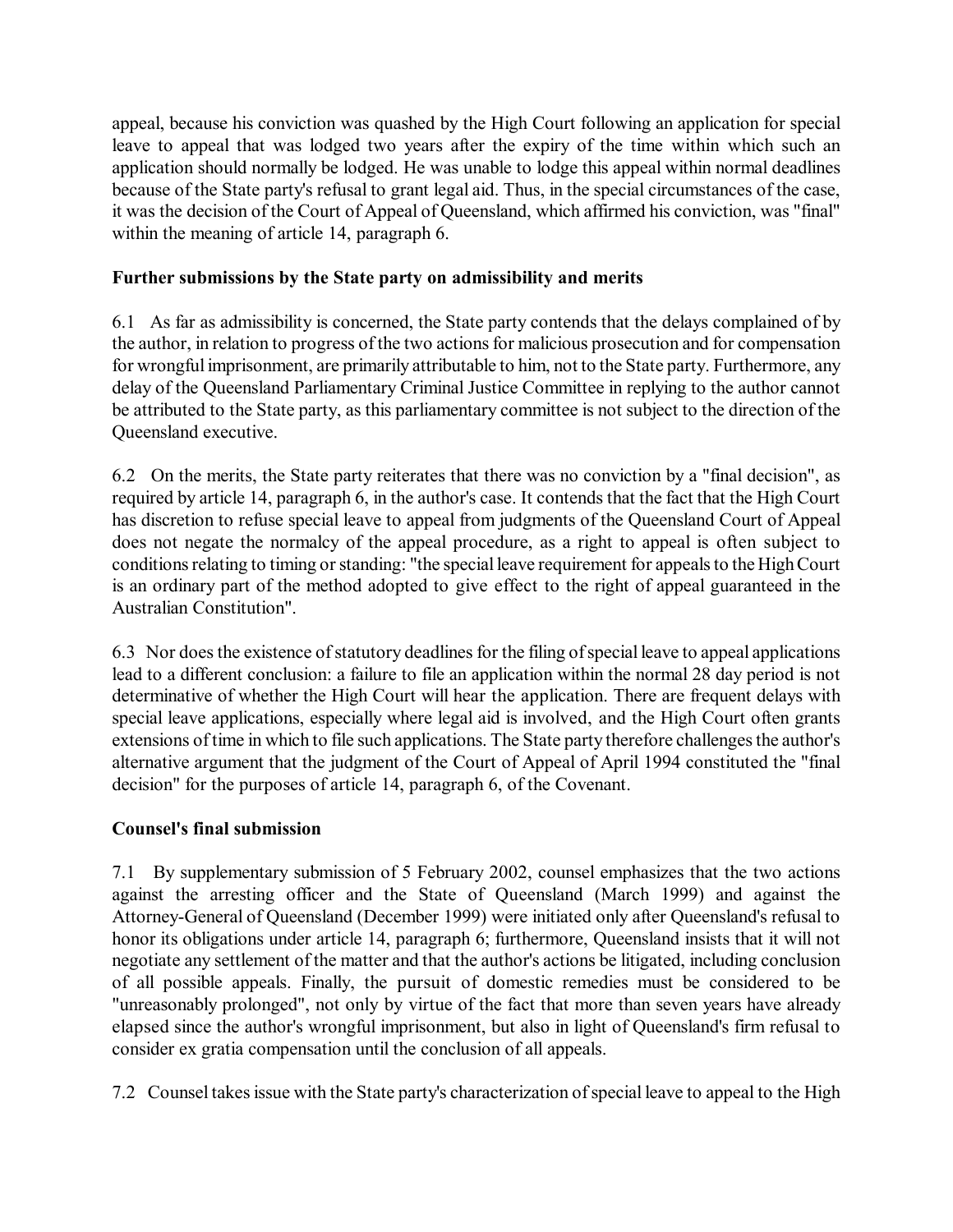appeal, because his conviction was quashed by the High Court following an application for special leave to appeal that was lodged two years after the expiry of the time within which such an application should normally be lodged. He was unable to lodge this appeal within normal deadlines because of the State party's refusal to grant legal aid. Thus, in the special circumstances of the case, it was the decision of the Court of Appeal of Queensland, which affirmed his conviction, was "final" within the meaning of article 14, paragraph 6.

### Further submissions by the State party on admissibility and merits

6.1 As far as admissibility is concerned, the State party contends that the delays complained of by the author, in relation to progress of the two actions for malicious prosecution and for compensation for wrongful imprisonment, are primarily attributable to him, not to the State party. Furthermore, any delay of the Queensland Parliamentary Criminal Justice Committee in replying to the author cannot be attributed to the State party, as this parliamentary committee is not subject to the direction of the Queensland executive.

6.2 On the merits, the State party reiterates that there was no conviction by a "final decision", as required by article 14, paragraph 6, in the author's case. It contends that the fact that the High Court has discretion to refuse special leave to appeal from judgments of the Queensland Court of Appeal does not negate the normalcy of the appeal procedure, as a right to appeal is often subject to conditions relating to timing or standing: "the special leave requirement for appeals to the High Court is an ordinary part of the method adopted to give effect to the right of appeal guaranteed in the Australian Constitution".

6.3 Nor does the existence of statutory deadlines for the filing of special leave to appeal applications lead to a different conclusion: a failure to file an application within the normal 28 day period is not determinative of whether the High Court will hear the application. There are frequent delays with special leave applications, especially where legal aid is involved, and the High Court often grants extensions of time in which to file such applications. The State party therefore challenges the author's alternative argument that the judgment of the Court of Appeal of April 1994 constituted the "final decision" for the purposes of article 14, paragraph 6, of the Covenant.

### Counsel's final submission

7.1 By supplementary submission of 5 February 2002, counsel emphasizes that the two actions against the arresting officer and the State of Queensland (March 1999) and against the Attorney-General of Queensland (December 1999) were initiated only after Queensland's refusal to honor its obligations under article 14, paragraph 6; furthermore, Queensland insists that it will not negotiate any settlement of the matter and that the author's actions be litigated, including conclusion of all possible appeals. Finally, the pursuit of domestic remedies must be considered to be "unreasonably prolonged", not only by virtue of the fact that more than seven years have already elapsed since the author's wrongful imprisonment, but also in light of Queensland's firm refusal to consider ex gratia compensation until the conclusion of all appeals.

7.2 Counsel takes issue with the State party's characterization of special leave to appeal to the High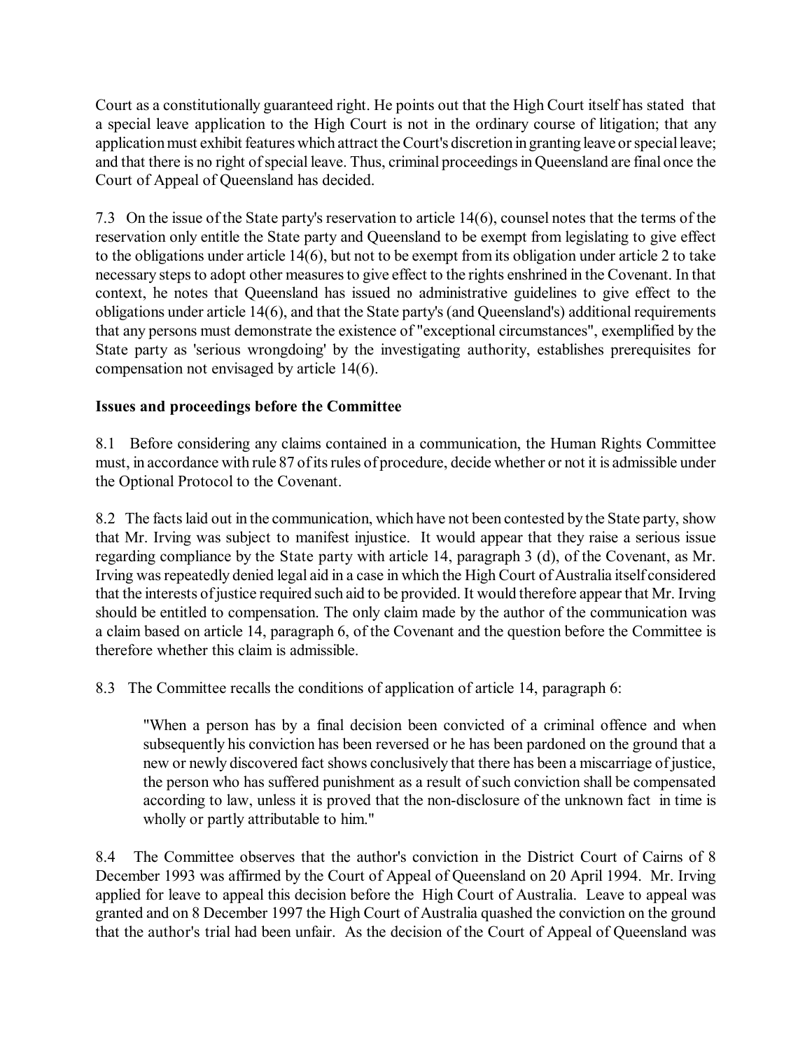Court as a constitutionally guaranteed right. He points out that the High Court itself has stated that a special leave application to the High Court is not in the ordinary course of litigation; that any application must exhibit features which attract the Court's discretion in granting leave or special leave; and that there is no right of special leave. Thus, criminal proceedings in Queensland are final once the Court of Appeal of Queensland has decided.

7.3 On the issue of the State party's reservation to article 14(6), counsel notes that the terms of the reservation only entitle the State party and Queensland to be exempt from legislating to give effect to the obligations under article 14(6), but not to be exempt from its obligation under article 2 to take necessary steps to adopt other measures to give effect to the rights enshrined in the Covenant. In that context, he notes that Queensland has issued no administrative guidelines to give effect to the obligations under article 14(6), and that the State party's (and Queensland's) additional requirements that any persons must demonstrate the existence of "exceptional circumstances", exemplified by the State party as 'serious wrongdoing' by the investigating authority, establishes prerequisites for compensation not envisaged by article 14(6).

**Issues and proceedings before the Committee**

8.1 Before considering any claims contained in a communication, the Human Rights Committee must, in accordance with rule 87 of its rules of procedure, decide whether or not it is admissible under the Optional Protocol to the Covenant.

8.2 The facts laid out in the communication, which have not been contested by the State party, show that Mr. Irving was subject to manifest injustice. It would appear that they raise a serious issue regarding compliance by the State party with article 14, paragraph 3 (d), of the Covenant, as Mr. Irving was repeatedly denied legal aid in a case in which the High Court of Australia itself considered that the interests of justice required such aid to be provided. It would therefore appear that Mr. Irving should be entitled to compensation. The only claim made by the author of the communication was a claim based on article 14, paragraph 6, of the Covenant and the question before the Committee is therefore whether this claim is admissible.

8.3 The Committee recalls the conditions of application of article 14, paragraph 6:

> "When a person has by a final decision been convicted of a criminal offence and when subsequently his conviction has been reversed or he has been pardoned on the ground that a new or newly discovered fact shows conclusively that there has been a miscarriage of justice, the person who has suffered punishment as a result of such conviction shall be compensated according to law, unless it is proved that the non-disclosure of the unknown fact in time is wholly or partly attributable to him."

8.4 The Committee observes that the author's conviction in the District Court of Cairns of 8 December 1993 was affirmed by the Court of Appeal of Queensland on 20 April 1994. Mr. Irving applied for leave to appeal this decision before the High Court of Australia. Leave to appeal was granted and on 8 December 1997 the High Court of Australia quashed the conviction on the ground that the author's trial had been unfair. As the decision of the Court of Appeal of Queensland was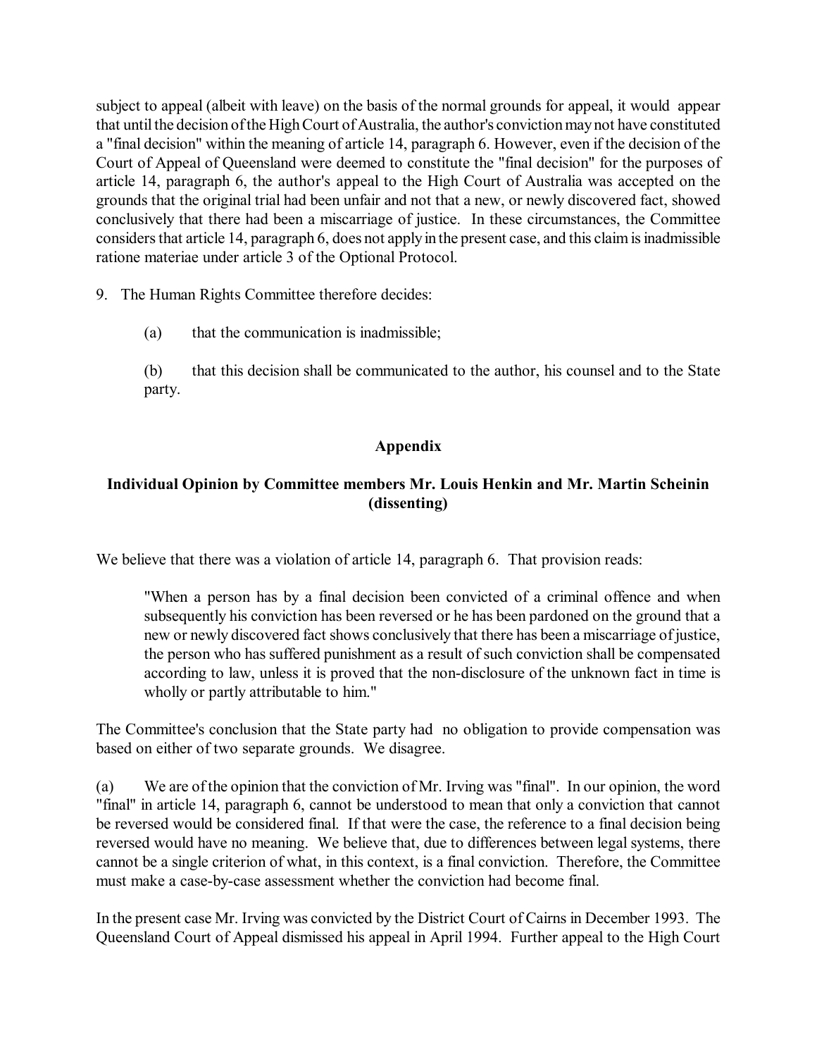subject to appeal (albeit with leave) on the basis of the normal grounds for appeal, it would appear that until the decision of the High Court of Australia, the author's conviction may not have constituted a "final decision" within the meaning of article 14, paragraph 6. However, even if the decision of the Court of Appeal of Queensland were deemed to constitute the "final decision" for the purposes of article 14, paragraph 6, the author's appeal to the High Court of Australia was accepted on the grounds that the original trial had been unfair and not that a new, or newly discovered fact, showed conclusively that there had been a miscarriage of justice. In these circumstances, the Committee considers that article 14, paragraph 6, does not apply in the present case, and this claim is inadmissible ratione materiae under article 3 of the Optional Protocol.

9. The Human Rights Committee therefore decides:

(a) that the communication is inadmissible;

(b) that this decision shall be communicated to the author, his counsel and to the State party.

## Appendix

### Individual Opinion by Committee members Mr. Louis Henkin and Mr. Martin Scheinin (dissenting)

We believe that there was a violation of article 14, paragraph 6. That provision reads:

> "When a person has by a final decision been convicted of a criminal offence and when subsequently his conviction has been reversed or he has been pardoned on the ground that a new or newly discovered fact shows conclusively that there has been a miscarriage of justice, the person who has suffered punishment as a result of such conviction shall be compensated according to law, unless it is proved that the non-disclosure of the unknown fact in time is wholly or partly attributable to him."

The Committee's conclusion that the State party had no obligation to provide compensation was based on either of two separate grounds. We disagree.

(a) We are of the opinion that the conviction of Mr. Irving was "final". In our opinion, the word "final" in article 14, paragraph 6, cannot be understood to mean that only a conviction that cannot be reversed would be considered final. If that were the case, the reference to a final decision being reversed would have no meaning. We believe that, due to differences between legal systems, there cannot be a single criterion of what, in this context, is a final conviction. Therefore, the Committee must make a case-by-case assessment whether the conviction had become final.

In the present case Mr. Irving was convicted by the District Court of Cairns in December 1993. The Queensland Court of Appeal dismissed his appeal in April 1994. Further appeal to the High Court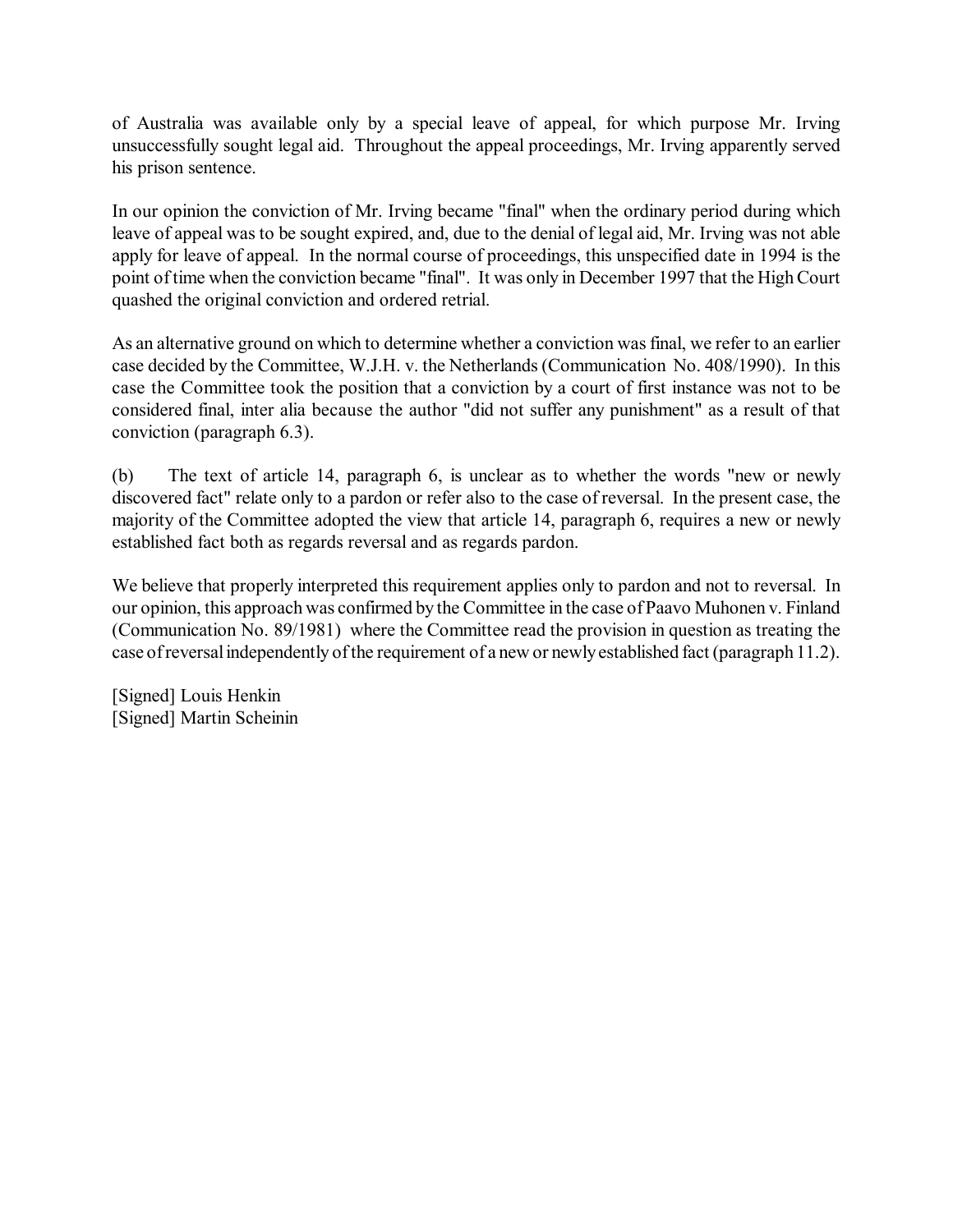of Australia was available only by a special leave of appeal, for which purpose Mr. Irving unsuccessfully sought legal aid. Throughout the appeal proceedings, Mr. Irving apparently served his prison sentence.

In our opinion the conviction of Mr. Irving became "final" when the ordinary period during which leave of appeal was to be sought expired, and, due to the denial of legal aid, Mr. Irving was not able apply for leave of appeal. In the normal course of proceedings, this unspecified date in 1994 is the point of time when the conviction became "final". It was only in December 1997 that the High Court quashed the original conviction and ordered retrial.

As an alternative ground on which to determine whether a conviction was final, we refer to an earlier case decided by the Committee, W.J.H. v. the Netherlands (Communication No. 408/1990). In this case the Committee took the position that a conviction by a court of first instance was not to be considered final, inter alia because the author "did not suffer any punishment" as a result of that conviction (paragraph 6.3).

(b) The text of article 14, paragraph 6, is unclear as to whether the words "new or newly discovered fact" relate only to a pardon or refer also to the case of reversal. In the present case, the majority of the Committee adopted the view that article 14, paragraph 6, requires a new or newly established fact both as regards reversal and as regards pardon.

We believe that properly interpreted this requirement applies only to pardon and not to reversal. In our opinion, this approach was confirmed by the Committee in the case of Paavo Muhonen v. Finland (Communication No. 89/1981) where the Committee read the provision in question as treating the case of reversal independently of the requirement of a new or newly established fact (paragraph 11.2).

[Signed] Louis Henkin
[Signed] Martin Scheinin